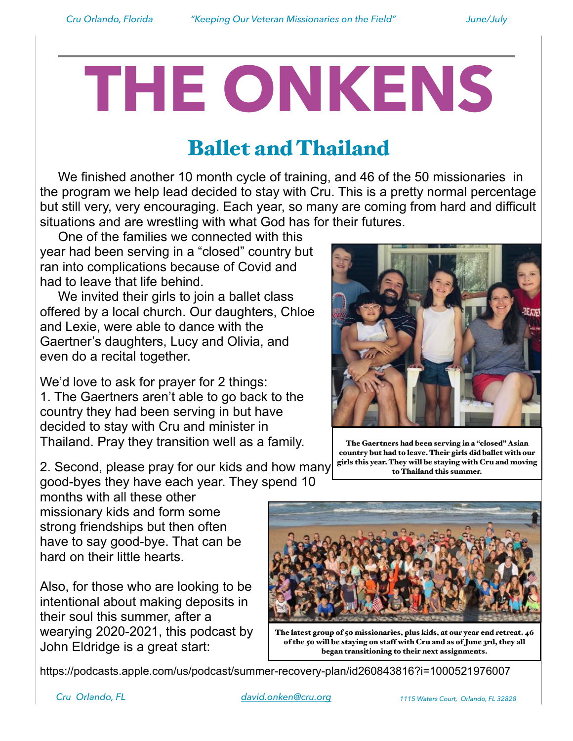# THE ONKENS

## Ballet and Thailand

We finished another 10 month cycle of training, and 46 of the 50 missionaries in the program we help lead decided to stay with Cru. This is a pretty normal percentage but still very, very encouraging. Each year, so many are coming from hard and difficult situations and are wrestling with what God has for their futures.

One of the families we connected with this year had been serving in a "closed" country but ran into complications because of Covid and had to leave that life behind.

We invited their girls to join a ballet class offered by a local church. Our daughters, Chloe and Lexie, were able to dance with the Gaertner's daughters, Lucy and Olivia, and even do a recital together.

The Gaertners had been serving in a "closed" Asian country but had to leave. Their girls did ballet with our girls this year. They will be staying with Cru and moving to Thailand this summer.

We'd love to ask for prayer for 2 things:

1. The Gaertners aren't able to go back to the country they had been serving in but have decided to stay with Cru and minister in Thailand. Pray they transition well as a family.

2. Second, please pray for our kids and how many good-byes they have each year. They spend 10 months with all these other missionary kids and form some strong friendships but then often have to say good-bye. That can be hard on their little hearts.

The latest group of 50 missionaries, plus kids, at our year end retreat. 46 of the 50 will be staying on staff with Cru and as of June 3rd, they all began transitioning to their next assignments.

Also, for those who are looking to be intentional about making deposits in their soul this summer, after a wearying 2020-2021, this podcast by John Eldridge is a great start:

https://podcasts.apple.com/us/podcast/summer-recovery-plan/id260843816?i=1000521976007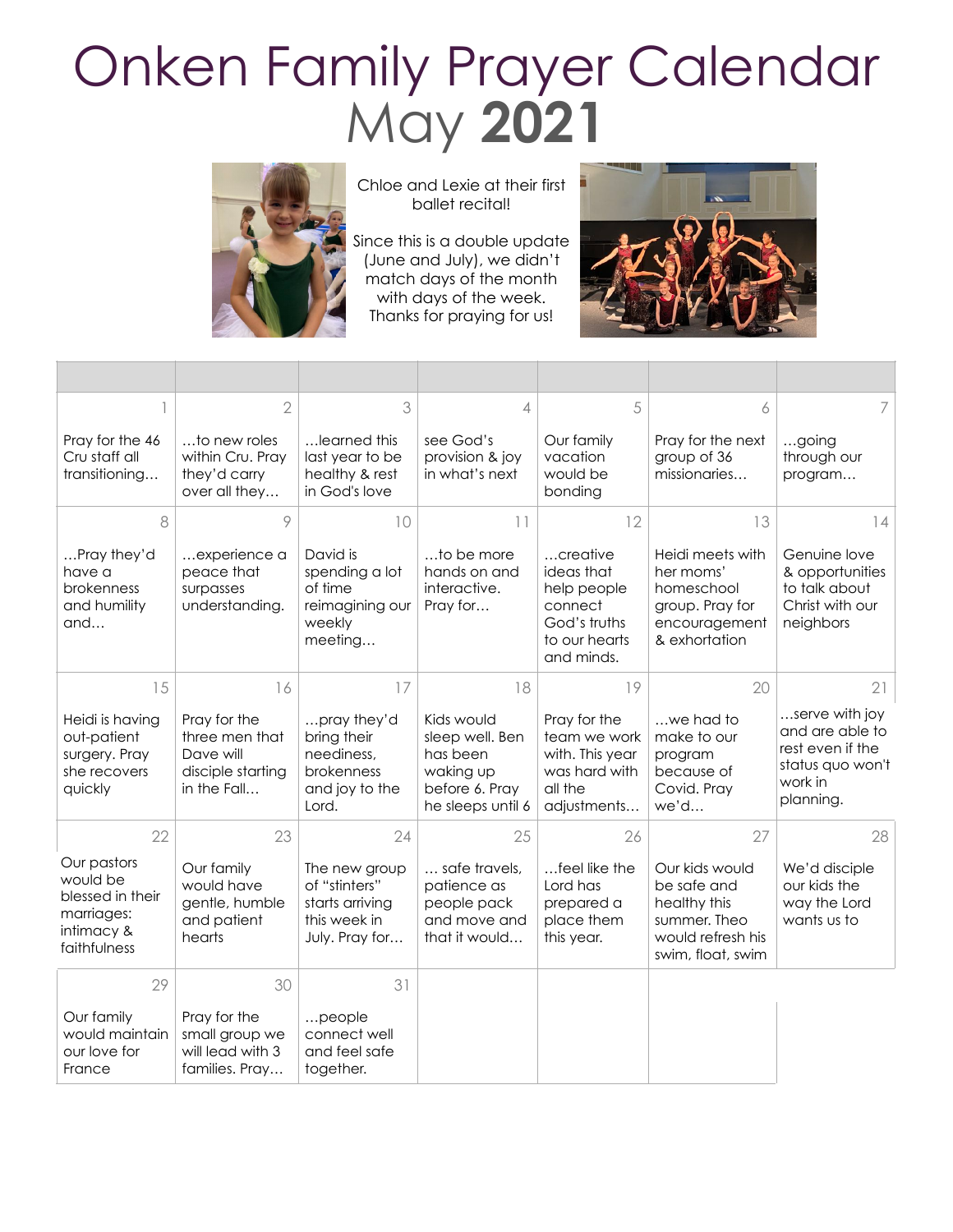# Onken Family Prayer Calendar
# May **2021**

Chloe and Lexie at their first ballet recital!

Since this is a double update (June and July), we didn't match days of the month with days of the week. Thanks for praying for us!

| | | | | | | |
|---|---|---|---|---|---|---|
| 1<br>Pray for the 46 Cru staff all transitioning… | 2<br>…to new roles within Cru. Pray they'd carry over all they… | 3<br>…learned this last year to be healthy & rest in God's love | 4<br>see God's provision & joy in what's next | 5<br>Our family vacation would be bonding | 6<br>Pray for the next group of 36 missionaries… | 7<br>…going through our program… |
| 8<br>…Pray they'd have a brokenness and humility and… | 9<br>…experience a peace that surpasses understanding. | 10<br>David is spending a lot of time reimagining our weekly meeting… | 11<br>…to be more hands on and interactive. Pray for… | 12<br>…creative ideas that help people connect God's truths to our hearts and minds. | 13<br>Heidi meets with her moms' homeschool group. Pray for encouragement & exhortation | 14<br>Genuine love & opportunities to talk about Christ with our neighbors |
| 15<br>Heidi is having out-patient surgery. Pray she recovers quickly | 16<br>Pray for the three men that Dave will disciple starting in the Fall… | 17<br>…pray they'd bring their neediness, brokenness and joy to the Lord. | 18<br>Kids would sleep well. Ben has been waking up before 6. Pray he sleeps until 6 | 19<br>Pray for the team we work with. This year was hard with all the adjustments… | 20<br>…we had to make to our program because of Covid. Pray we'd… | 21<br>…serve with joy and are able to rest even if the status quo won't work in planning. |
| 22<br>Our pastors would be blessed in their marriages: intimacy & faithfulness | 23<br>Our family would have gentle, humble and patient hearts | 24<br>The new group of "stinters" starts arriving this week in July. Pray for… | 25<br>… safe travels, patience as people pack and move and that it would… | 26<br>…feel like the Lord has prepared a place them this year. | 27<br>Our kids would be safe and healthy this summer. Theo would refresh his swim, float, swim | 28<br>We'd disciple our kids the way the Lord wants us to |
| 29<br>Our family would maintain our love for France | 30<br>Pray for the small group we will lead with 3 families. Pray… | 31<br>…people connect well and feel safe together. | | | | |